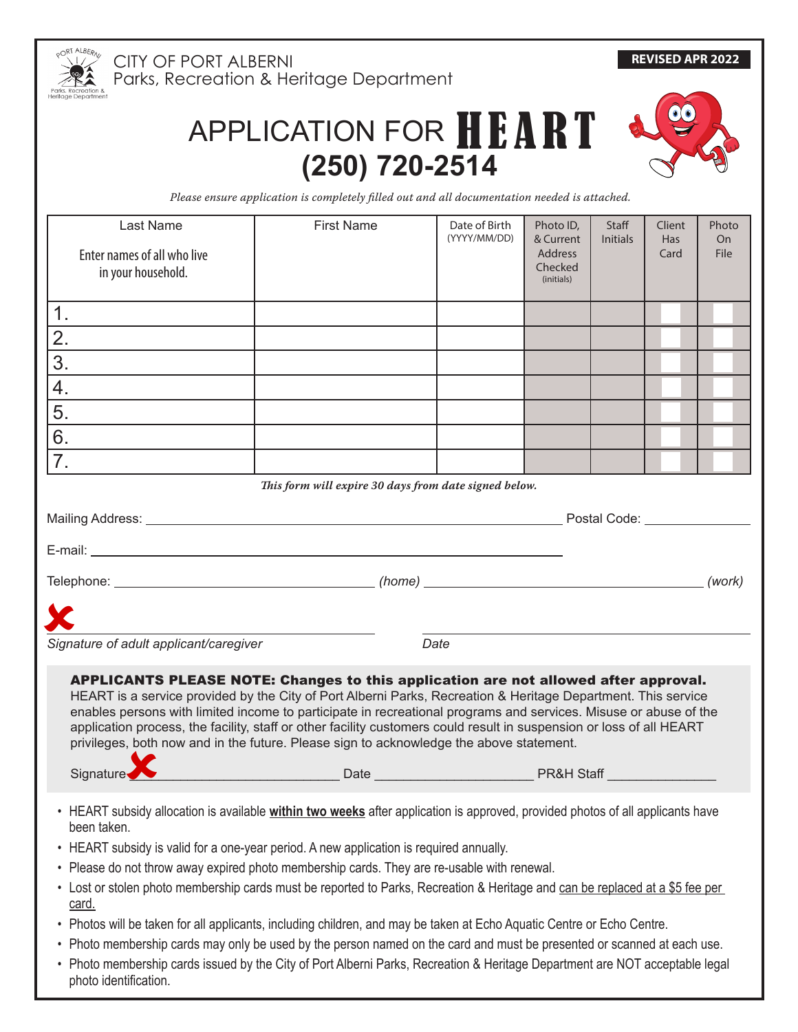CITY OF PORT ALBERNI
Parks, Recreation & Heritage Department

**REVISED APR 2022**

# APPLICATION FOR HEART
## (250) 720-2514

*Please ensure application is completely filled out and all documentation needed is attached.*

| Last Name<br>Enter names of all who live in your household. | First Name | Date of Birth (YYYY/MM/DD) | Photo ID, & Current Address Checked (initials) | Staff Initials | Client Has Card | Photo On File |
|---|---|---|---|---|---|---|
| 1. | | | | | | |
| 2. | | | | | | |
| 3. | | | | | | |
| 4. | | | | | | |
| 5. | | | | | | |
| 6. | | | | | | |
| 7. | | | | | | |

*This form will expire 30 days from date signed below.*

Mailing Address: ______________________________ Postal Code: ______________

E-mail: ______________________________

Telephone: ______________________ *(home)* ______________________ *(work)*

✗ ______________________________ ______________________________

*Signature of adult applicant/caregiver* *Date*

**APPLICANTS PLEASE NOTE: Changes to this application are not allowed after approval.**
HEART is a service provided by the City of Port Alberni Parks, Recreation & Heritage Department. This service enables persons with limited income to participate in recreational programs and services. Misuse or abuse of the application process, the facility, staff or other facility customers could result in suspension or loss of all HEART privileges, both now and in the future. Please sign to acknowledge the above statement.

Signature ✗ ______________________ Date ______________________ PR&H Staff ______________

- HEART subsidy allocation is available **within two weeks** after application is approved, provided photos of all applicants have been taken.
- HEART subsidy is valid for a one-year period. A new application is required annually.
- Please do not throw away expired photo membership cards. They are re-usable with renewal.
- Lost or stolen photo membership cards must be reported to Parks, Recreation & Heritage and can be replaced at a $5 fee per card.
- Photos will be taken for all applicants, including children, and may be taken at Echo Aquatic Centre or Echo Centre.
- Photo membership cards may only be used by the person named on the card and must be presented or scanned at each use.
- Photo membership cards issued by the City of Port Alberni Parks, Recreation & Heritage Department are NOT acceptable legal photo identification.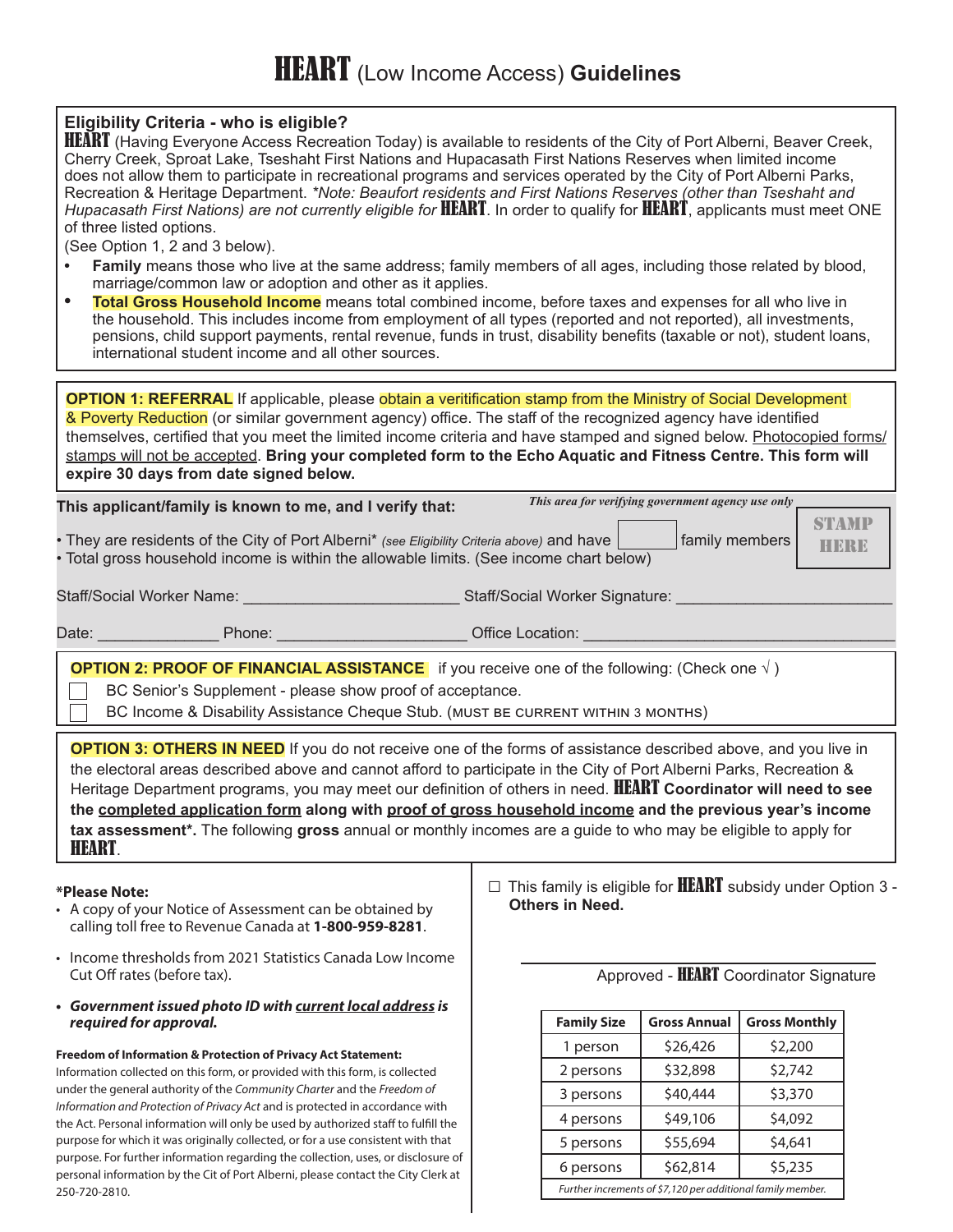# HEART (Low Income Access) Guidelines

## Eligibility Criteria - who is eligible?

**HEART** (Having Everyone Access Recreation Today) is available to residents of the City of Port Alberni, Beaver Creek, Cherry Creek, Sproat Lake, Tseshaht First Nations and Hupacasath First Nations Reserves when limited income does not allow them to participate in recreational programs and services operated by the City of Port Alberni Parks, Recreation & Heritage Department. *\*Note: Beaufort residents and First Nations Reserves (other than Tseshaht and Hupacasath First Nations) are not currently eligible for* **HEART**. In order to qualify for **HEART**, applicants must meet ONE of three listed options.
(See Option 1, 2 and 3 below).

- **Family** means those who live at the same address; family members of all ages, including those related by blood, marriage/common law or adoption and other as it applies.
- **Total Gross Household Income** means total combined income, before taxes and expenses for all who live in the household. This includes income from employment of all types (reported and not reported), all investments, pensions, child support payments, rental revenue, funds in trust, disability benefits (taxable or not), student loans, international student income and all other sources.

**OPTION 1: REFERRAL** If applicable, please obtain a veritification stamp from the Ministry of Social Development & Poverty Reduction (or similar government agency) office. The staff of the recognized agency have identified themselves, certified that you meet the limited income criteria and have stamped and signed below. Photocopied forms/ stamps will not be accepted. **Bring your completed form to the Echo Aquatic and Fitness Centre. This form will expire 30 days from date signed below.**

**This applicant/family is known to me, and I verify that:**

*This area for verifying government agency use only*

- They are residents of the City of Port Alberni\* *(see Eligibility Criteria above)* and have ______ family members
- Total gross household income is within the allowable limits. (See income chart below)

STAMP HERE

Staff/Social Worker Name: ________________________ Staff/Social Worker Signature: ________________________

Date: ______________ Phone: ______________________ Office Location: ____________________________________

**OPTION 2: PROOF OF FINANCIAL ASSISTANCE** if you receive one of the following: (Check one √ )

- ☐ BC Senior's Supplement - please show proof of acceptance.
- ☐ BC Income & Disability Assistance Cheque Stub. (MUST BE CURRENT WITHIN 3 MONTHS)

**OPTION 3: OTHERS IN NEED** If you do not receive one of the forms of assistance described above, and you live in the electoral areas described above and cannot afford to participate in the City of Port Alberni Parks, Recreation & Heritage Department programs, you may meet our definition of others in need. **HEART Coordinator will need to see the completed application form along with proof of gross household income and the previous year's income tax assessment\*.** The following **gross** annual or monthly incomes are a guide to who may be eligible to apply for **HEART**.

**\*Please Note:**

- A copy of your Notice of Assessment can be obtained by calling toll free to Revenue Canada at **1-800-959-8281**.
- Income thresholds from 2021 Statistics Canada Low Income Cut Off rates (before tax).
- ***Government issued photo ID with current local address is required for approval.***

**Freedom of Information & Protection of Privacy Act Statement:**
Information collected on this form, or provided with this form, is collected under the general authority of the *Community Charter* and the *Freedom of Information and Protection of Privacy Act* and is protected in accordance with the Act. Personal information will only be used by authorized staff to fulfill the purpose for which it was originally collected, or for a use consistent with that purpose. For further information regarding the collection, uses, or disclosure of personal information by the Cit of Port Alberni, please contact the City Clerk at 250-720-2810.

☐ This family is eligible for **HEART** subsidy under Option 3 - **Others in Need.**

______________________________
Approved - **HEART** Coordinator Signature

| Family Size | Gross Annual | Gross Monthly |
|---|---|---|
| 1 person | $26,426 | $2,200 |
| 2 persons | $32,898 | $2,742 |
| 3 persons | $40,444 | $3,370 |
| 4 persons | $49,106 | $4,092 |
| 5 persons | $55,694 | $4,641 |
| 6 persons | $62,814 | $5,235 |

*Further increments of $7,120 per additional family member.*